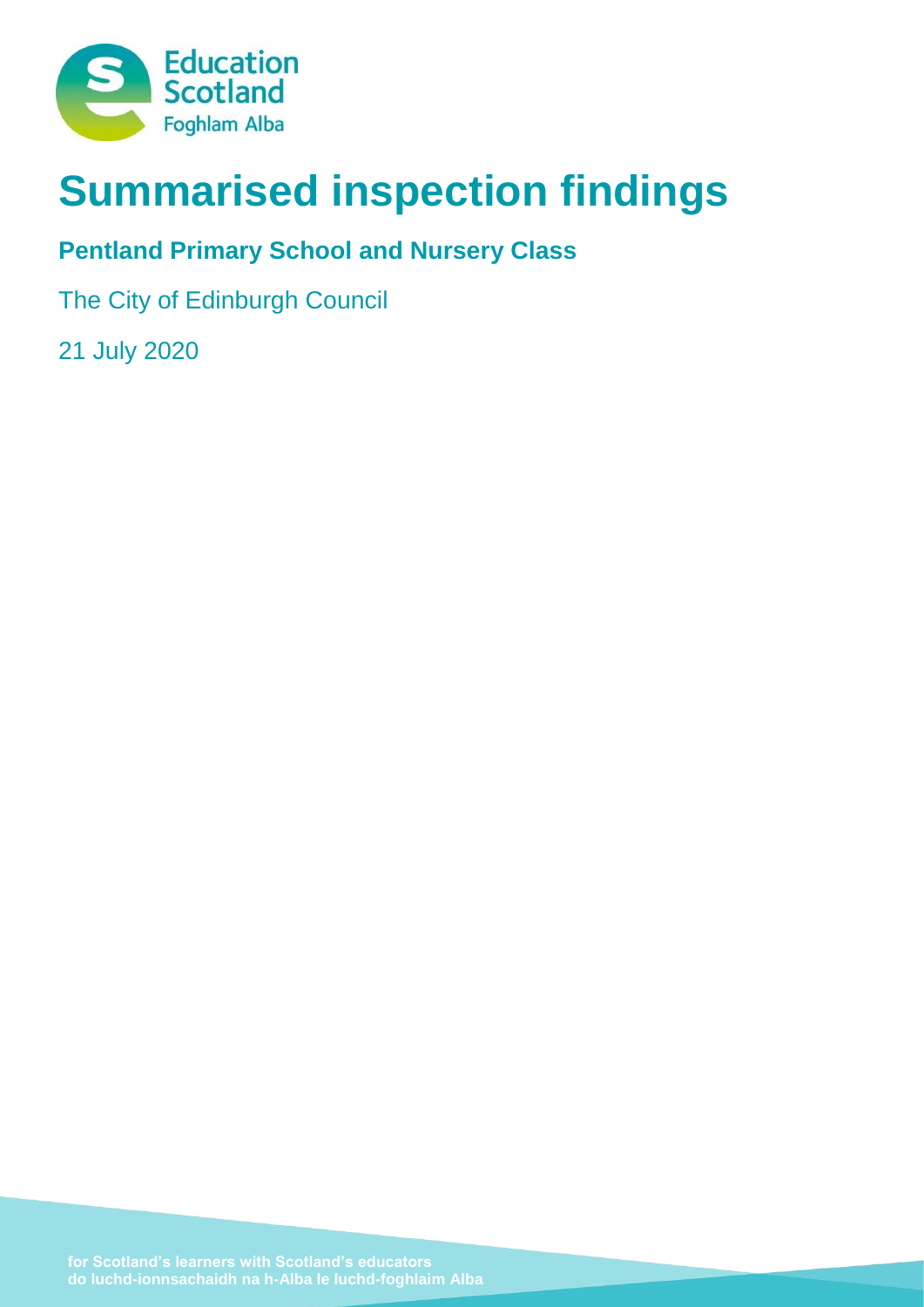Education Scotland
Foghlam Alba

# Summarised inspection findings

## Pentland Primary School and Nursery Class

The City of Edinburgh Council

21 July 2020

for Scotland's learners with Scotland's educators
do luchd-ionnsachaidh na h-Alba le luchd-foghlaim Alba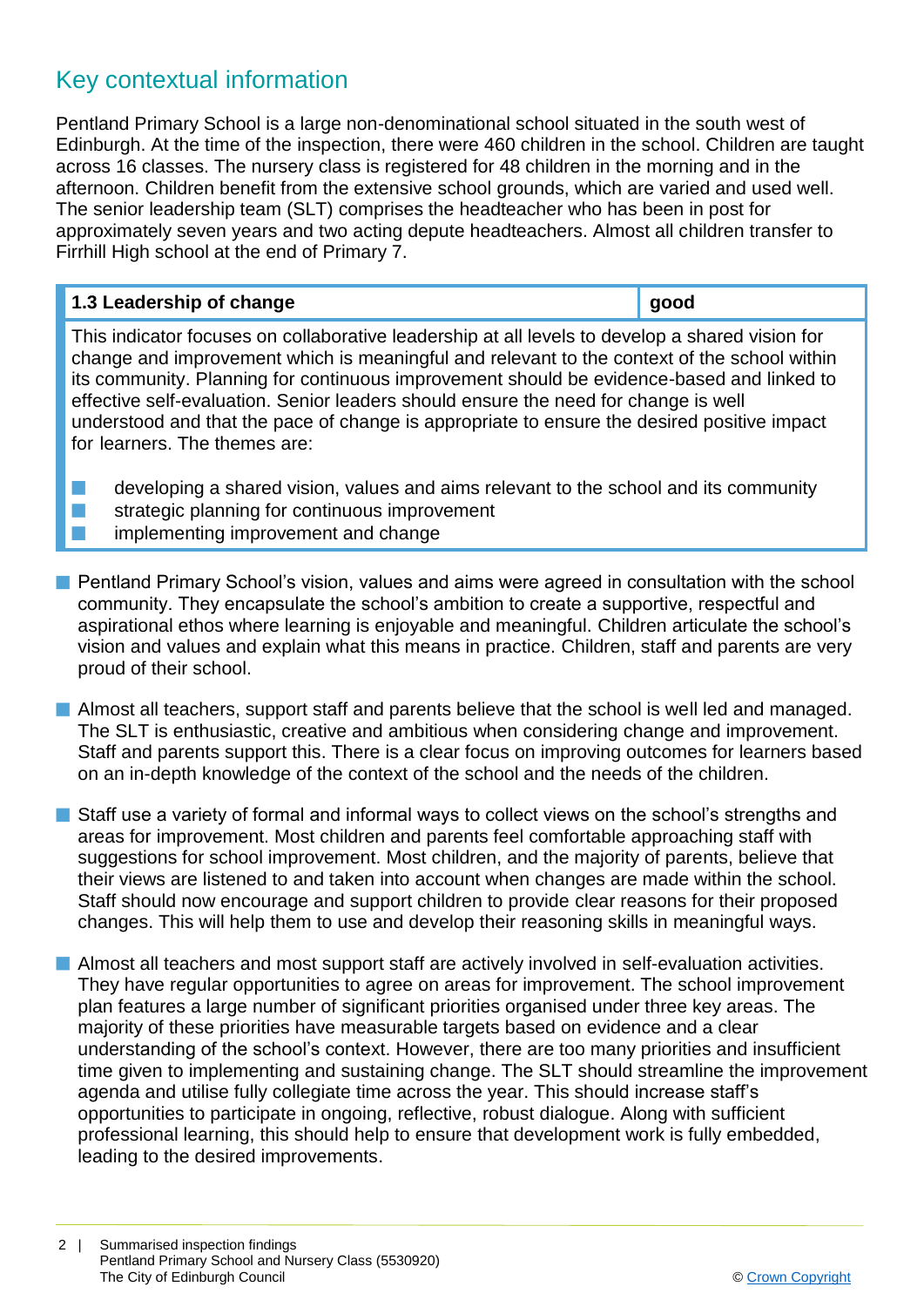## Key contextual information

Pentland Primary School is a large non-denominational school situated in the south west of Edinburgh. At the time of the inspection, there were 460 children in the school. Children are taught across 16 classes. The nursery class is registered for 48 children in the morning and in the afternoon. Children benefit from the extensive school grounds, which are varied and used well. The senior leadership team (SLT) comprises the headteacher who has been in post for approximately seven years and two acting depute headteachers. Almost all children transfer to Firrhill High school at the end of Primary 7.

| 1.3 Leadership of change | good |
|---|---|
| This indicator focuses on collaborative leadership at all levels to develop a shared vision for change and improvement which is meaningful and relevant to the context of the school within its community. Planning for continuous improvement should be evidence-based and linked to effective self-evaluation. Senior leaders should ensure the need for change is well understood and that the pace of change is appropriate to ensure the desired positive impact for learners. The themes are: <br>■ developing a shared vision, values and aims relevant to the school and its community <br>■ strategic planning for continuous improvement <br>■ implementing improvement and change | |

- Pentland Primary School's vision, values and aims were agreed in consultation with the school community. They encapsulate the school's ambition to create a supportive, respectful and aspirational ethos where learning is enjoyable and meaningful. Children articulate the school's vision and values and explain what this means in practice. Children, staff and parents are very proud of their school.

- Almost all teachers, support staff and parents believe that the school is well led and managed. The SLT is enthusiastic, creative and ambitious when considering change and improvement. Staff and parents support this. There is a clear focus on improving outcomes for learners based on an in-depth knowledge of the context of the school and the needs of the children.

- Staff use a variety of formal and informal ways to collect views on the school's strengths and areas for improvement. Most children and parents feel comfortable approaching staff with suggestions for school improvement. Most children, and the majority of parents, believe that their views are listened to and taken into account when changes are made within the school. Staff should now encourage and support children to provide clear reasons for their proposed changes. This will help them to use and develop their reasoning skills in meaningful ways.

- Almost all teachers and most support staff are actively involved in self-evaluation activities. They have regular opportunities to agree on areas for improvement. The school improvement plan features a large number of significant priorities organised under three key areas. The majority of these priorities have measurable targets based on evidence and a clear understanding of the school's context. However, there are too many priorities and insufficient time given to implementing and sustaining change. The SLT should streamline the improvement agenda and utilise fully collegiate time across the year. This should increase staff's opportunities to participate in ongoing, reflective, robust dialogue. Along with sufficient professional learning, this should help to ensure that development work is fully embedded, leading to the desired improvements.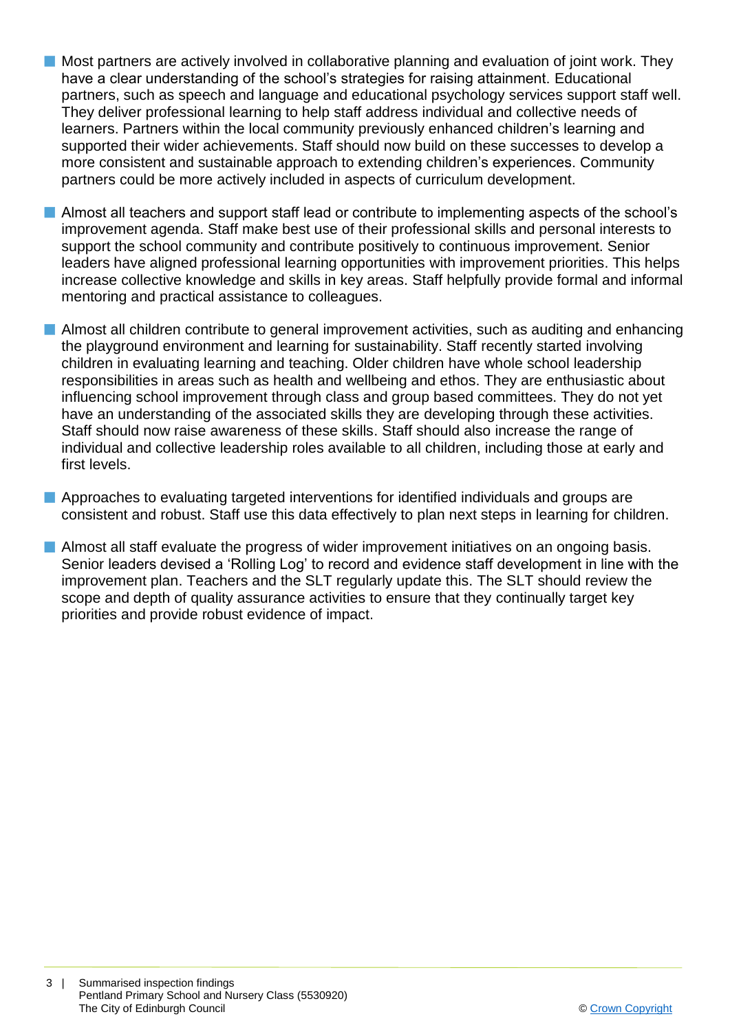- Most partners are actively involved in collaborative planning and evaluation of joint work. They have a clear understanding of the school's strategies for raising attainment. Educational partners, such as speech and language and educational psychology services support staff well. They deliver professional learning to help staff address individual and collective needs of learners. Partners within the local community previously enhanced children's learning and supported their wider achievements. Staff should now build on these successes to develop a more consistent and sustainable approach to extending children's experiences. Community partners could be more actively included in aspects of curriculum development.

- Almost all teachers and support staff lead or contribute to implementing aspects of the school's improvement agenda. Staff make best use of their professional skills and personal interests to support the school community and contribute positively to continuous improvement. Senior leaders have aligned professional learning opportunities with improvement priorities. This helps increase collective knowledge and skills in key areas. Staff helpfully provide formal and informal mentoring and practical assistance to colleagues.

- Almost all children contribute to general improvement activities, such as auditing and enhancing the playground environment and learning for sustainability. Staff recently started involving children in evaluating learning and teaching. Older children have whole school leadership responsibilities in areas such as health and wellbeing and ethos. They are enthusiastic about influencing school improvement through class and group based committees. They do not yet have an understanding of the associated skills they are developing through these activities. Staff should now raise awareness of these skills. Staff should also increase the range of individual and collective leadership roles available to all children, including those at early and first levels.

- Approaches to evaluating targeted interventions for identified individuals and groups are consistent and robust. Staff use this data effectively to plan next steps in learning for children.

- Almost all staff evaluate the progress of wider improvement initiatives on an ongoing basis. Senior leaders devised a 'Rolling Log' to record and evidence staff development in line with the improvement plan. Teachers and the SLT regularly update this. The SLT should review the scope and depth of quality assurance activities to ensure that they continually target key priorities and provide robust evidence of impact.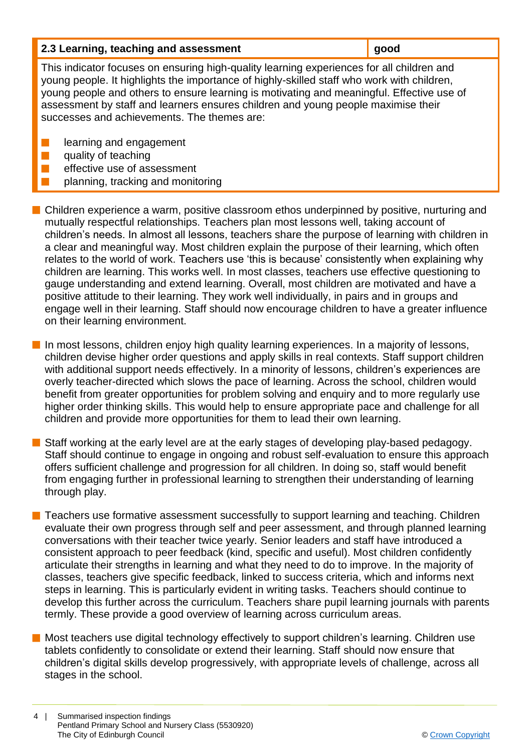| 2.3 Learning, teaching and assessment | good |
| --- | --- |

This indicator focuses on ensuring high-quality learning experiences for all children and young people. It highlights the importance of highly-skilled staff who work with children, young people and others to ensure learning is motivating and meaningful. Effective use of assessment by staff and learners ensures children and young people maximise their successes and achievements. The themes are:

- learning and engagement
- quality of teaching
- effective use of assessment
- planning, tracking and monitoring

- Children experience a warm, positive classroom ethos underpinned by positive, nurturing and mutually respectful relationships. Teachers plan most lessons well, taking account of children's needs. In almost all lessons, teachers share the purpose of learning with children in a clear and meaningful way. Most children explain the purpose of their learning, which often relates to the world of work. Teachers use 'this is because' consistently when explaining why children are learning. This works well. In most classes, teachers use effective questioning to gauge understanding and extend learning. Overall, most children are motivated and have a positive attitude to their learning. They work well individually, in pairs and in groups and engage well in their learning. Staff should now encourage children to have a greater influence on their learning environment.

- In most lessons, children enjoy high quality learning experiences. In a majority of lessons, children devise higher order questions and apply skills in real contexts. Staff support children with additional support needs effectively. In a minority of lessons, children's experiences are overly teacher-directed which slows the pace of learning. Across the school, children would benefit from greater opportunities for problem solving and enquiry and to more regularly use higher order thinking skills. This would help to ensure appropriate pace and challenge for all children and provide more opportunities for them to lead their own learning.

- Staff working at the early level are at the early stages of developing play-based pedagogy. Staff should continue to engage in ongoing and robust self-evaluation to ensure this approach offers sufficient challenge and progression for all children. In doing so, staff would benefit from engaging further in professional learning to strengthen their understanding of learning through play.

- Teachers use formative assessment successfully to support learning and teaching. Children evaluate their own progress through self and peer assessment, and through planned learning conversations with their teacher twice yearly. Senior leaders and staff have introduced a consistent approach to peer feedback (kind, specific and useful). Most children confidently articulate their strengths in learning and what they need to do to improve. In the majority of classes, teachers give specific feedback, linked to success criteria, which and informs next steps in learning. This is particularly evident in writing tasks. Teachers should continue to develop this further across the curriculum. Teachers share pupil learning journals with parents termly. These provide a good overview of learning across curriculum areas.

- Most teachers use digital technology effectively to support children's learning. Children use tablets confidently to consolidate or extend their learning. Staff should now ensure that children's digital skills develop progressively, with appropriate levels of challenge, across all stages in the school.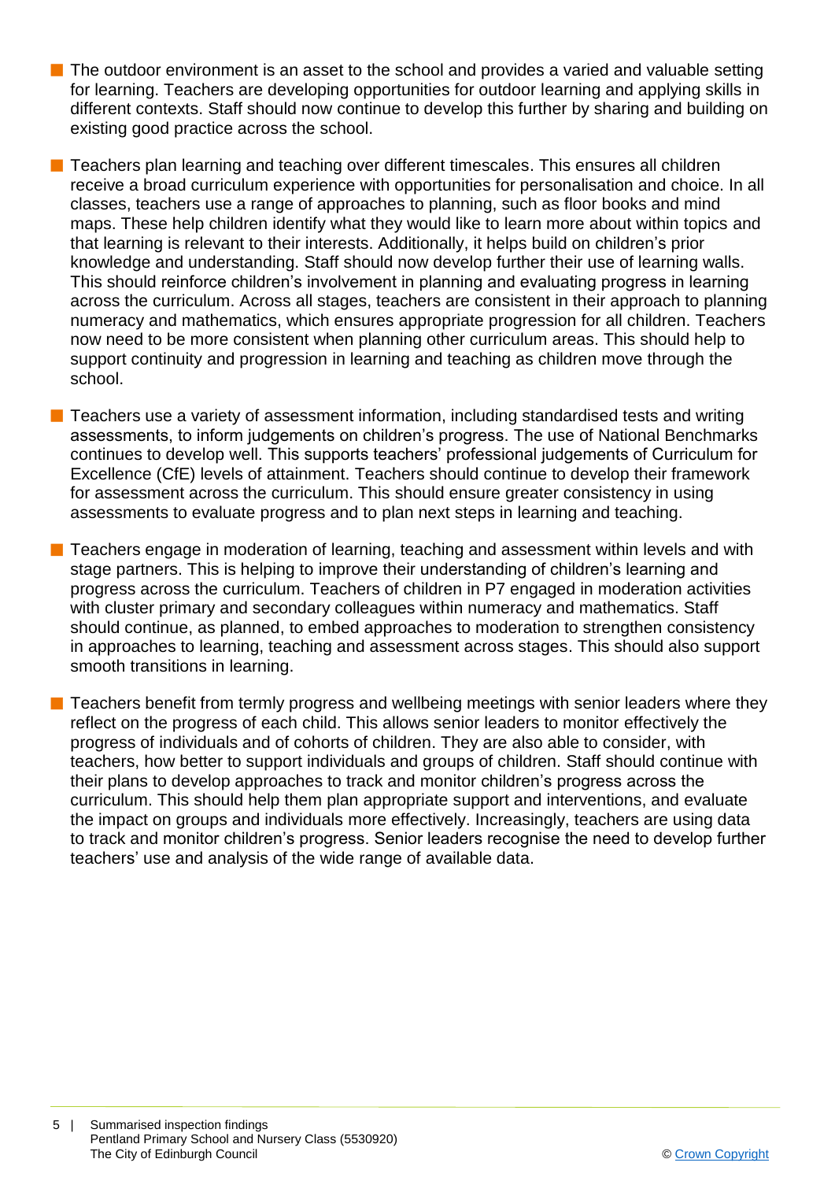- The outdoor environment is an asset to the school and provides a varied and valuable setting for learning. Teachers are developing opportunities for outdoor learning and applying skills in different contexts. Staff should now continue to develop this further by sharing and building on existing good practice across the school.

- Teachers plan learning and teaching over different timescales. This ensures all children receive a broad curriculum experience with opportunities for personalisation and choice. In all classes, teachers use a range of approaches to planning, such as floor books and mind maps. These help children identify what they would like to learn more about within topics and that learning is relevant to their interests. Additionally, it helps build on children's prior knowledge and understanding. Staff should now develop further their use of learning walls. This should reinforce children's involvement in planning and evaluating progress in learning across the curriculum. Across all stages, teachers are consistent in their approach to planning numeracy and mathematics, which ensures appropriate progression for all children. Teachers now need to be more consistent when planning other curriculum areas. This should help to support continuity and progression in learning and teaching as children move through the school.

- Teachers use a variety of assessment information, including standardised tests and writing assessments, to inform judgements on children's progress. The use of National Benchmarks continues to develop well. This supports teachers' professional judgements of Curriculum for Excellence (CfE) levels of attainment. Teachers should continue to develop their framework for assessment across the curriculum. This should ensure greater consistency in using assessments to evaluate progress and to plan next steps in learning and teaching.

- Teachers engage in moderation of learning, teaching and assessment within levels and with stage partners. This is helping to improve their understanding of children's learning and progress across the curriculum. Teachers of children in P7 engaged in moderation activities with cluster primary and secondary colleagues within numeracy and mathematics. Staff should continue, as planned, to embed approaches to moderation to strengthen consistency in approaches to learning, teaching and assessment across stages. This should also support smooth transitions in learning.

- Teachers benefit from termly progress and wellbeing meetings with senior leaders where they reflect on the progress of each child. This allows senior leaders to monitor effectively the progress of individuals and of cohorts of children. They are also able to consider, with teachers, how better to support individuals and groups of children. Staff should continue with their plans to develop approaches to track and monitor children's progress across the curriculum. This should help them plan appropriate support and interventions, and evaluate the impact on groups and individuals more effectively. Increasingly, teachers are using data to track and monitor children's progress. Senior leaders recognise the need to develop further teachers' use and analysis of the wide range of available data.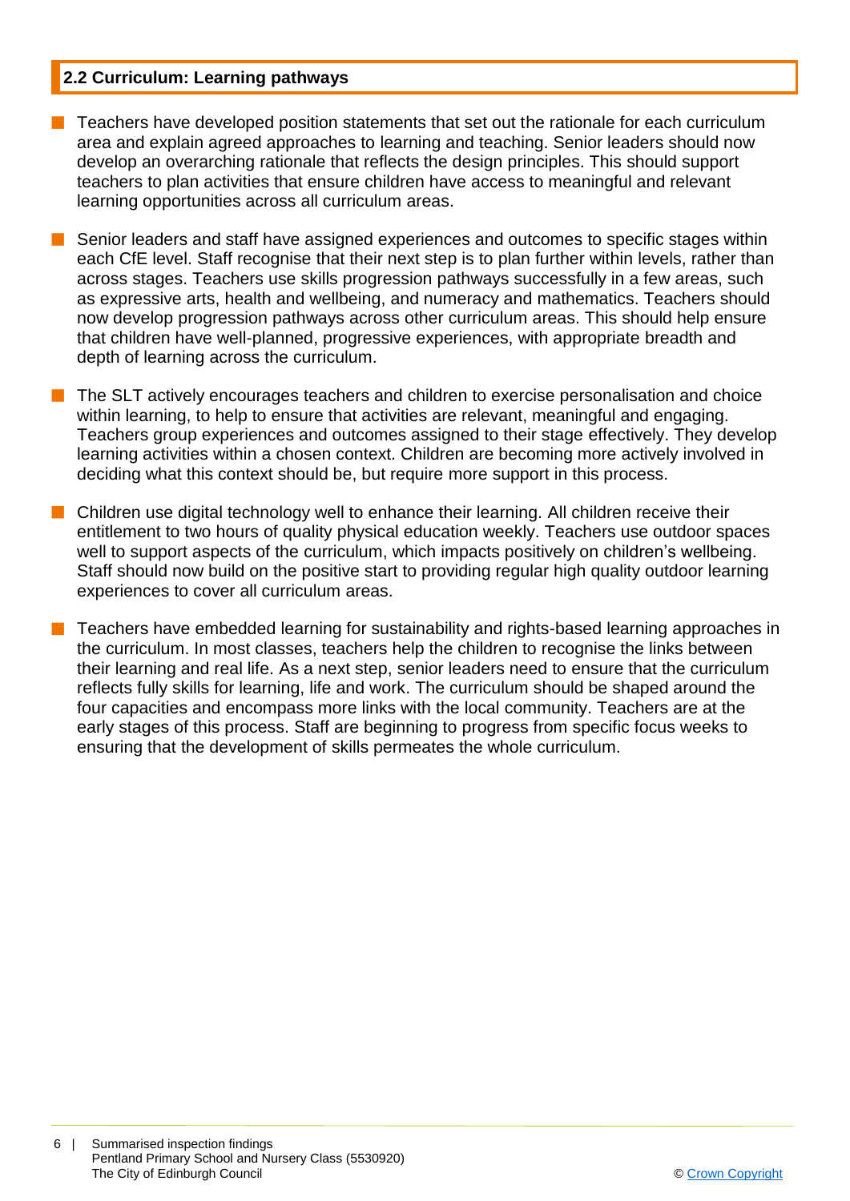## 2.2 Curriculum: Learning pathways

- Teachers have developed position statements that set out the rationale for each curriculum area and explain agreed approaches to learning and teaching. Senior leaders should now develop an overarching rationale that reflects the design principles. This should support teachers to plan activities that ensure children have access to meaningful and relevant learning opportunities across all curriculum areas.
- Senior leaders and staff have assigned experiences and outcomes to specific stages within each CfE level. Staff recognise that their next step is to plan further within levels, rather than across stages. Teachers use skills progression pathways successfully in a few areas, such as expressive arts, health and wellbeing, and numeracy and mathematics. Teachers should now develop progression pathways across other curriculum areas. This should help ensure that children have well-planned, progressive experiences, with appropriate breadth and depth of learning across the curriculum.
- The SLT actively encourages teachers and children to exercise personalisation and choice within learning, to help to ensure that activities are relevant, meaningful and engaging. Teachers group experiences and outcomes assigned to their stage effectively. They develop learning activities within a chosen context. Children are becoming more actively involved in deciding what this context should be, but require more support in this process.
- Children use digital technology well to enhance their learning. All children receive their entitlement to two hours of quality physical education weekly. Teachers use outdoor spaces well to support aspects of the curriculum, which impacts positively on children's wellbeing. Staff should now build on the positive start to providing regular high quality outdoor learning experiences to cover all curriculum areas.
- Teachers have embedded learning for sustainability and rights-based learning approaches in the curriculum. In most classes, teachers help the children to recognise the links between their learning and real life. As a next step, senior leaders need to ensure that the curriculum reflects fully skills for learning, life and work. The curriculum should be shaped around the four capacities and encompass more links with the local community. Teachers are at the early stages of this process. Staff are beginning to progress from specific focus weeks to ensuring that the development of skills permeates the whole curriculum.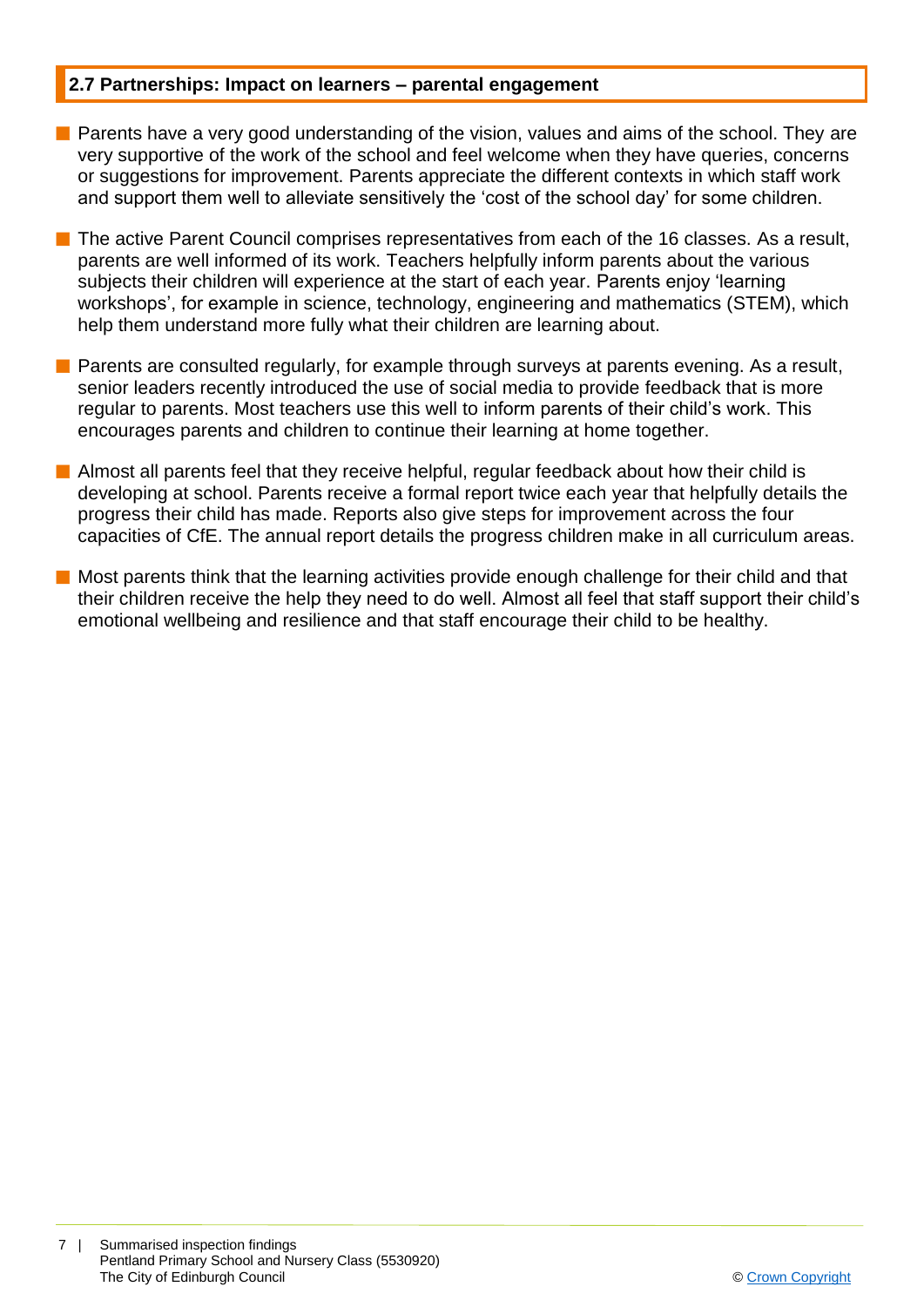## 2.7 Partnerships: Impact on learners – parental engagement

- Parents have a very good understanding of the vision, values and aims of the school. They are very supportive of the work of the school and feel welcome when they have queries, concerns or suggestions for improvement. Parents appreciate the different contexts in which staff work and support them well to alleviate sensitively the 'cost of the school day' for some children.
- The active Parent Council comprises representatives from each of the 16 classes. As a result, parents are well informed of its work. Teachers helpfully inform parents about the various subjects their children will experience at the start of each year. Parents enjoy 'learning workshops', for example in science, technology, engineering and mathematics (STEM), which help them understand more fully what their children are learning about.
- Parents are consulted regularly, for example through surveys at parents evening. As a result, senior leaders recently introduced the use of social media to provide feedback that is more regular to parents. Most teachers use this well to inform parents of their child's work. This encourages parents and children to continue their learning at home together.
- Almost all parents feel that they receive helpful, regular feedback about how their child is developing at school. Parents receive a formal report twice each year that helpfully details the progress their child has made. Reports also give steps for improvement across the four capacities of CfE. The annual report details the progress children make in all curriculum areas.
- Most parents think that the learning activities provide enough challenge for their child and that their children receive the help they need to do well. Almost all feel that staff support their child's emotional wellbeing and resilience and that staff encourage their child to be healthy.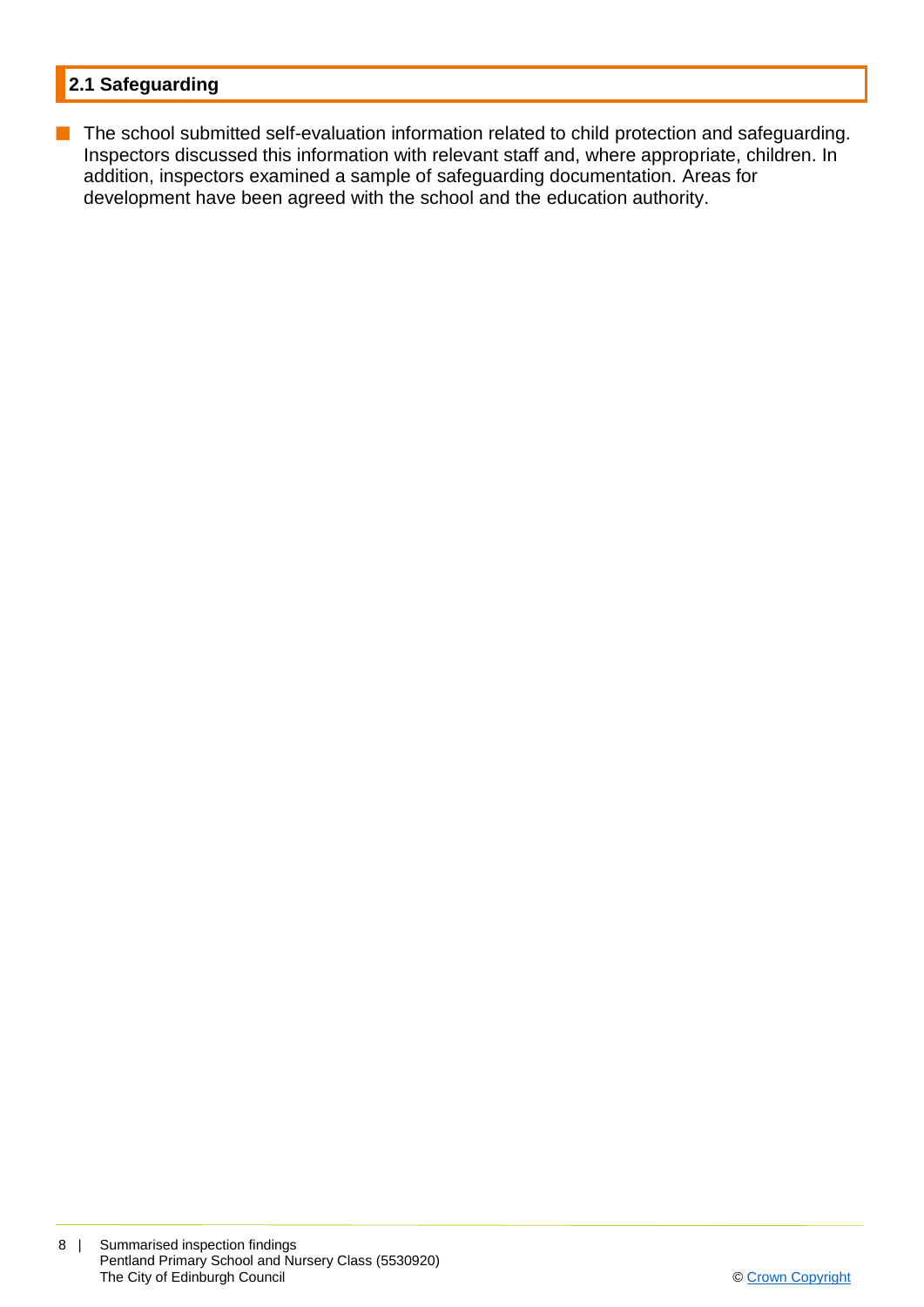## 2.1 Safeguarding

- The school submitted self-evaluation information related to child protection and safeguarding. Inspectors discussed this information with relevant staff and, where appropriate, children. In addition, inspectors examined a sample of safeguarding documentation. Areas for development have been agreed with the school and the education authority.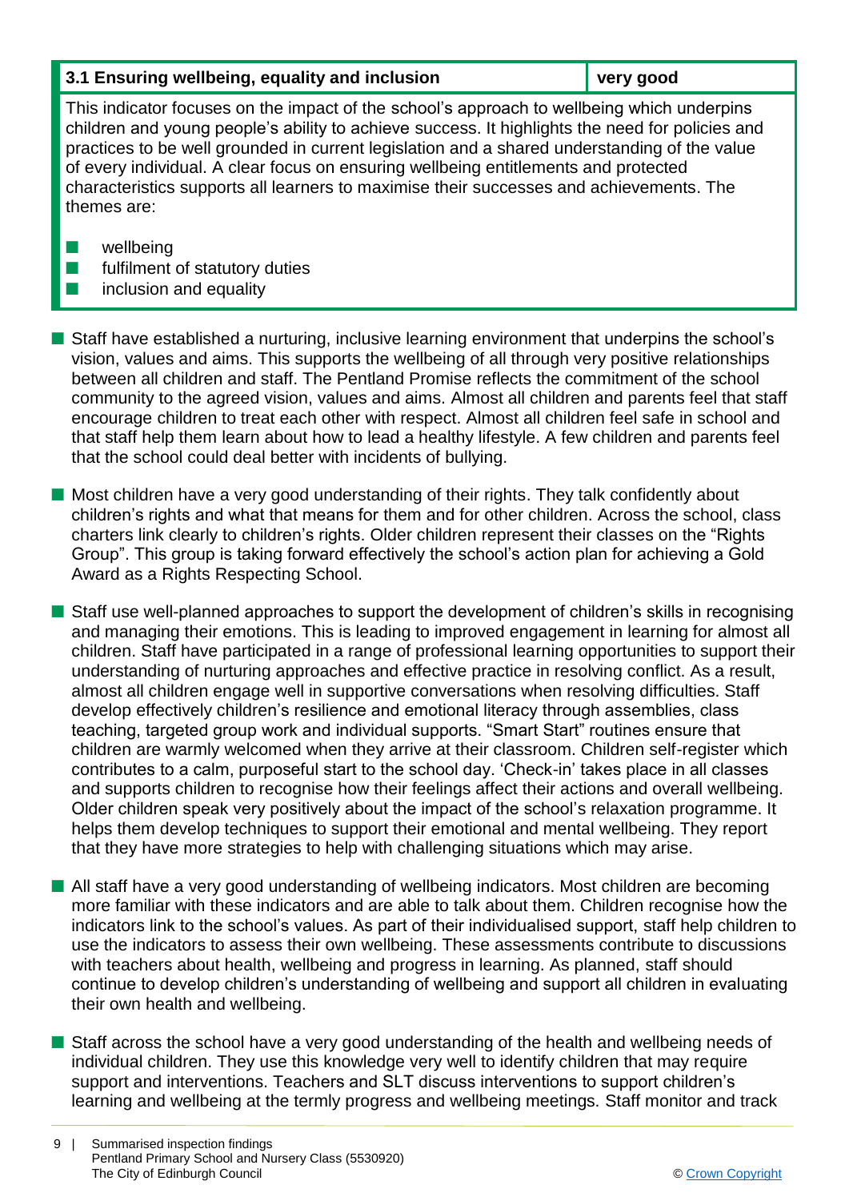| 3.1 Ensuring wellbeing, equality and inclusion | very good |
|---|---|

This indicator focuses on the impact of the school's approach to wellbeing which underpins children and young people's ability to achieve success. It highlights the need for policies and practices to be well grounded in current legislation and a shared understanding of the value of every individual. A clear focus on ensuring wellbeing entitlements and protected characteristics supports all learners to maximise their successes and achievements. The themes are:

- wellbeing
- fulfilment of statutory duties
- inclusion and equality

- Staff have established a nurturing, inclusive learning environment that underpins the school's vision, values and aims. This supports the wellbeing of all through very positive relationships between all children and staff. The Pentland Promise reflects the commitment of the school community to the agreed vision, values and aims. Almost all children and parents feel that staff encourage children to treat each other with respect. Almost all children feel safe in school and that staff help them learn about how to lead a healthy lifestyle. A few children and parents feel that the school could deal better with incidents of bullying.

- Most children have a very good understanding of their rights. They talk confidently about children's rights and what that means for them and for other children. Across the school, class charters link clearly to children's rights. Older children represent their classes on the "Rights Group". This group is taking forward effectively the school's action plan for achieving a Gold Award as a Rights Respecting School.

- Staff use well-planned approaches to support the development of children's skills in recognising and managing their emotions. This is leading to improved engagement in learning for almost all children. Staff have participated in a range of professional learning opportunities to support their understanding of nurturing approaches and effective practice in resolving conflict. As a result, almost all children engage well in supportive conversations when resolving difficulties. Staff develop effectively children's resilience and emotional literacy through assemblies, class teaching, targeted group work and individual supports. "Smart Start" routines ensure that children are warmly welcomed when they arrive at their classroom. Children self-register which contributes to a calm, purposeful start to the school day. 'Check-in' takes place in all classes and supports children to recognise how their feelings affect their actions and overall wellbeing. Older children speak very positively about the impact of the school's relaxation programme. It helps them develop techniques to support their emotional and mental wellbeing. They report that they have more strategies to help with challenging situations which may arise.

- All staff have a very good understanding of wellbeing indicators. Most children are becoming more familiar with these indicators and are able to talk about them. Children recognise how the indicators link to the school's values. As part of their individualised support, staff help children to use the indicators to assess their own wellbeing. These assessments contribute to discussions with teachers about health, wellbeing and progress in learning. As planned, staff should continue to develop children's understanding of wellbeing and support all children in evaluating their own health and wellbeing.

- Staff across the school have a very good understanding of the health and wellbeing needs of individual children. They use this knowledge very well to identify children that may require support and interventions. Teachers and SLT discuss interventions to support children's learning and wellbeing at the termly progress and wellbeing meetings. Staff monitor and track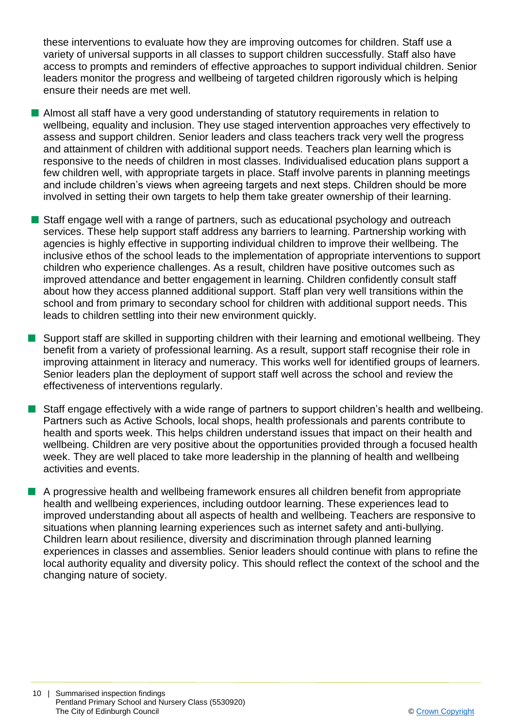these interventions to evaluate how they are improving outcomes for children. Staff use a variety of universal supports in all classes to support children successfully. Staff also have access to prompts and reminders of effective approaches to support individual children. Senior leaders monitor the progress and wellbeing of targeted children rigorously which is helping ensure their needs are met well.

- Almost all staff have a very good understanding of statutory requirements in relation to wellbeing, equality and inclusion. They use staged intervention approaches very effectively to assess and support children. Senior leaders and class teachers track very well the progress and attainment of children with additional support needs. Teachers plan learning which is responsive to the needs of children in most classes. Individualised education plans support a few children well, with appropriate targets in place. Staff involve parents in planning meetings and include children's views when agreeing targets and next steps. Children should be more involved in setting their own targets to help them take greater ownership of their learning.

- Staff engage well with a range of partners, such as educational psychology and outreach services. These help support staff address any barriers to learning. Partnership working with agencies is highly effective in supporting individual children to improve their wellbeing. The inclusive ethos of the school leads to the implementation of appropriate interventions to support children who experience challenges. As a result, children have positive outcomes such as improved attendance and better engagement in learning. Children confidently consult staff about how they access planned additional support. Staff plan very well transitions within the school and from primary to secondary school for children with additional support needs. This leads to children settling into their new environment quickly.

- Support staff are skilled in supporting children with their learning and emotional wellbeing. They benefit from a variety of professional learning. As a result, support staff recognise their role in improving attainment in literacy and numeracy. This works well for identified groups of learners. Senior leaders plan the deployment of support staff well across the school and review the effectiveness of interventions regularly.

- Staff engage effectively with a wide range of partners to support children's health and wellbeing. Partners such as Active Schools, local shops, health professionals and parents contribute to health and sports week. This helps children understand issues that impact on their health and wellbeing. Children are very positive about the opportunities provided through a focused health week. They are well placed to take more leadership in the planning of health and wellbeing activities and events.

- A progressive health and wellbeing framework ensures all children benefit from appropriate health and wellbeing experiences, including outdoor learning. These experiences lead to improved understanding about all aspects of health and wellbeing. Teachers are responsive to situations when planning learning experiences such as internet safety and anti-bullying. Children learn about resilience, diversity and discrimination through planned learning experiences in classes and assemblies. Senior leaders should continue with plans to refine the local authority equality and diversity policy. This should reflect the context of the school and the changing nature of society.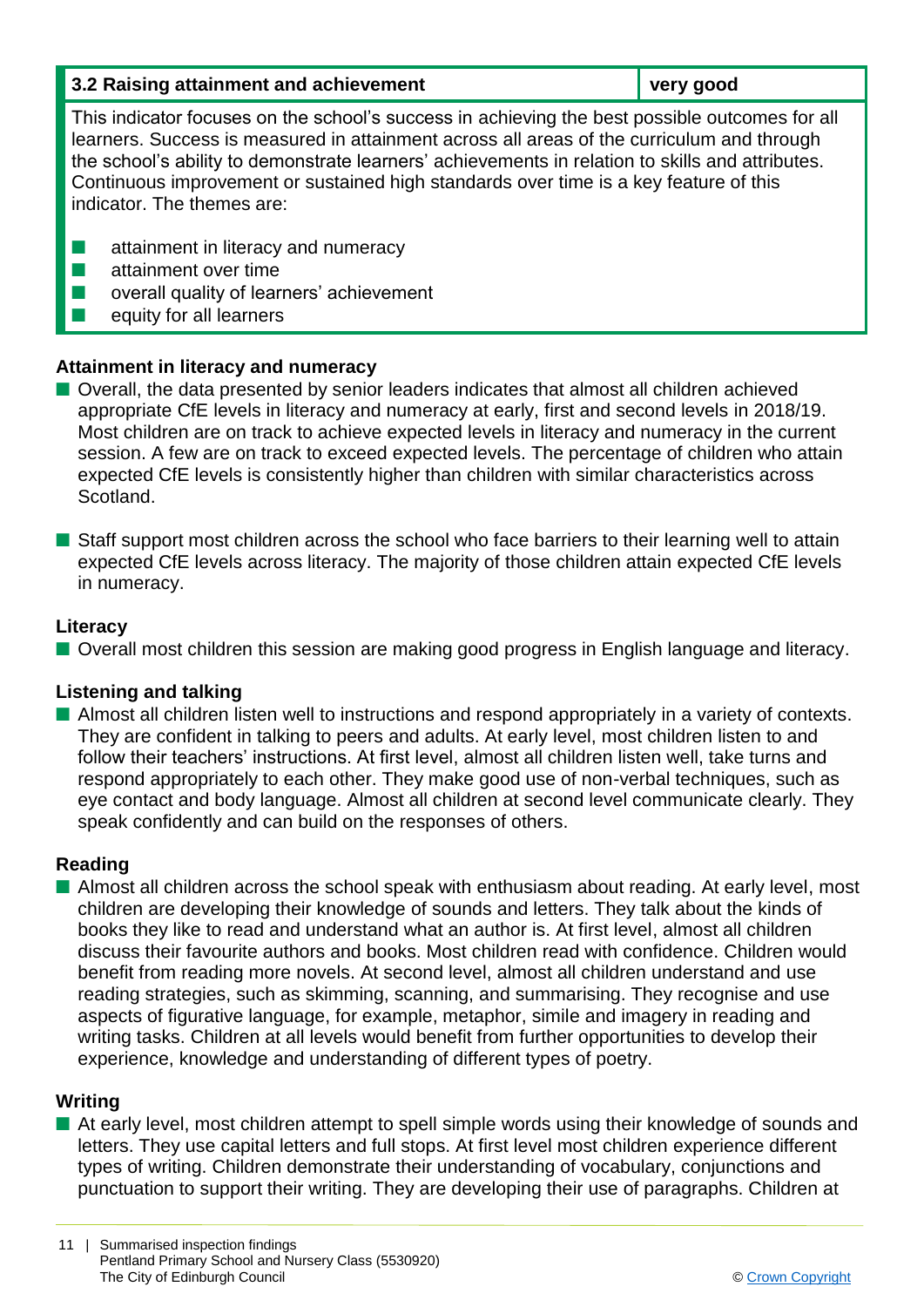| 3.2 Raising attainment and achievement | very good |
|---|---|

This indicator focuses on the school's success in achieving the best possible outcomes for all learners. Success is measured in attainment across all areas of the curriculum and through the school's ability to demonstrate learners' achievements in relation to skills and attributes. Continuous improvement or sustained high standards over time is a key feature of this indicator. The themes are:

- attainment in literacy and numeracy
- attainment over time
- overall quality of learners' achievement
- equity for all learners

### Attainment in literacy and numeracy

- Overall, the data presented by senior leaders indicates that almost all children achieved appropriate CfE levels in literacy and numeracy at early, first and second levels in 2018/19. Most children are on track to achieve expected levels in literacy and numeracy in the current session. A few are on track to exceed expected levels. The percentage of children who attain expected CfE levels is consistently higher than children with similar characteristics across Scotland.

- Staff support most children across the school who face barriers to their learning well to attain expected CfE levels across literacy. The majority of those children attain expected CfE levels in numeracy.

### Literacy

- Overall most children this session are making good progress in English language and literacy.

### Listening and talking

- Almost all children listen well to instructions and respond appropriately in a variety of contexts. They are confident in talking to peers and adults. At early level, most children listen to and follow their teachers' instructions. At first level, almost all children listen well, take turns and respond appropriately to each other. They make good use of non-verbal techniques, such as eye contact and body language. Almost all children at second level communicate clearly. They speak confidently and can build on the responses of others.

### Reading

- Almost all children across the school speak with enthusiasm about reading. At early level, most children are developing their knowledge of sounds and letters. They talk about the kinds of books they like to read and understand what an author is. At first level, almost all children discuss their favourite authors and books. Most children read with confidence. Children would benefit from reading more novels. At second level, almost all children understand and use reading strategies, such as skimming, scanning, and summarising. They recognise and use aspects of figurative language, for example, metaphor, simile and imagery in reading and writing tasks. Children at all levels would benefit from further opportunities to develop their experience, knowledge and understanding of different types of poetry.

### Writing

- At early level, most children attempt to spell simple words using their knowledge of sounds and letters. They use capital letters and full stops. At first level most children experience different types of writing. Children demonstrate their understanding of vocabulary, conjunctions and punctuation to support their writing. They are developing their use of paragraphs. Children at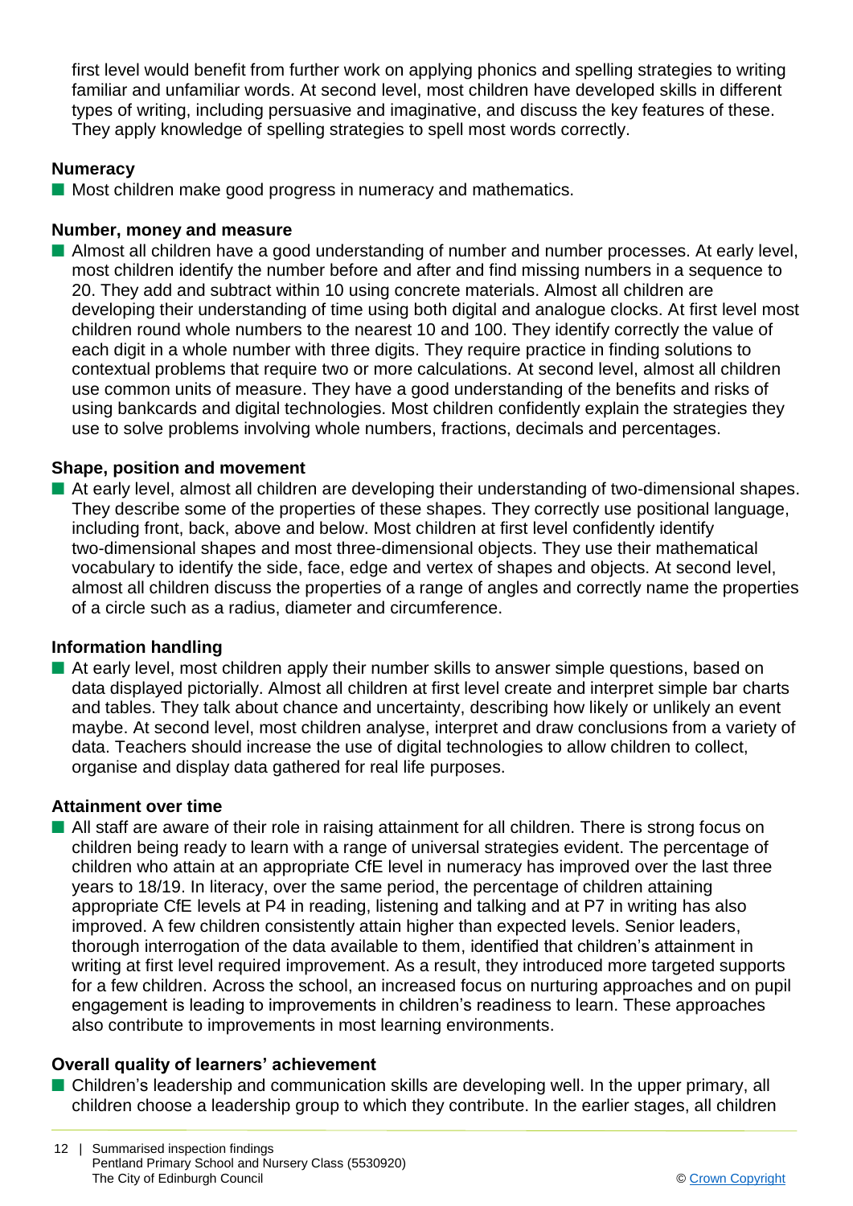first level would benefit from further work on applying phonics and spelling strategies to writing familiar and unfamiliar words. At second level, most children have developed skills in different types of writing, including persuasive and imaginative, and discuss the key features of these. They apply knowledge of spelling strategies to spell most words correctly.

**Numeracy**

- Most children make good progress in numeracy and mathematics.

**Number, money and measure**

- Almost all children have a good understanding of number and number processes. At early level, most children identify the number before and after and find missing numbers in a sequence to 20. They add and subtract within 10 using concrete materials. Almost all children are developing their understanding of time using both digital and analogue clocks. At first level most children round whole numbers to the nearest 10 and 100. They identify correctly the value of each digit in a whole number with three digits. They require practice in finding solutions to contextual problems that require two or more calculations. At second level, almost all children use common units of measure. They have a good understanding of the benefits and risks of using bankcards and digital technologies. Most children confidently explain the strategies they use to solve problems involving whole numbers, fractions, decimals and percentages.

**Shape, position and movement**

- At early level, almost all children are developing their understanding of two-dimensional shapes. They describe some of the properties of these shapes. They correctly use positional language, including front, back, above and below. Most children at first level confidently identify two-dimensional shapes and most three-dimensional objects. They use their mathematical vocabulary to identify the side, face, edge and vertex of shapes and objects. At second level, almost all children discuss the properties of a range of angles and correctly name the properties of a circle such as a radius, diameter and circumference.

**Information handling**

- At early level, most children apply their number skills to answer simple questions, based on data displayed pictorially. Almost all children at first level create and interpret simple bar charts and tables. They talk about chance and uncertainty, describing how likely or unlikely an event maybe. At second level, most children analyse, interpret and draw conclusions from a variety of data. Teachers should increase the use of digital technologies to allow children to collect, organise and display data gathered for real life purposes.

**Attainment over time**

- All staff are aware of their role in raising attainment for all children. There is strong focus on children being ready to learn with a range of universal strategies evident. The percentage of children who attain at an appropriate CfE level in numeracy has improved over the last three years to 18/19. In literacy, over the same period, the percentage of children attaining appropriate CfE levels at P4 in reading, listening and talking and at P7 in writing has also improved. A few children consistently attain higher than expected levels. Senior leaders, thorough interrogation of the data available to them, identified that children's attainment in writing at first level required improvement. As a result, they introduced more targeted supports for a few children. Across the school, an increased focus on nurturing approaches and on pupil engagement is leading to improvements in children's readiness to learn. These approaches also contribute to improvements in most learning environments.

**Overall quality of learners' achievement**

- Children's leadership and communication skills are developing well. In the upper primary, all children choose a leadership group to which they contribute. In the earlier stages, all children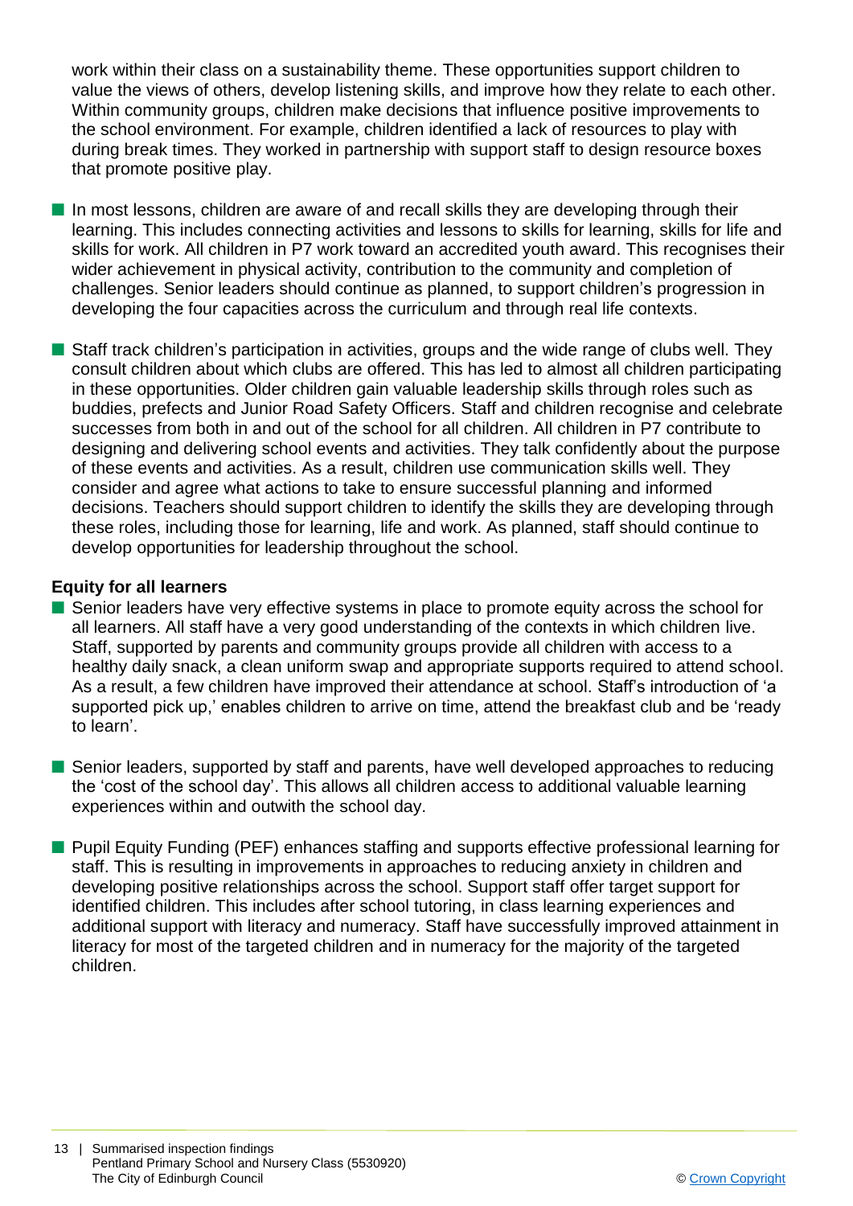work within their class on a sustainability theme. These opportunities support children to value the views of others, develop listening skills, and improve how they relate to each other. Within community groups, children make decisions that influence positive improvements to the school environment. For example, children identified a lack of resources to play with during break times. They worked in partnership with support staff to design resource boxes that promote positive play.

- In most lessons, children are aware of and recall skills they are developing through their learning. This includes connecting activities and lessons to skills for learning, skills for life and skills for work. All children in P7 work toward an accredited youth award. This recognises their wider achievement in physical activity, contribution to the community and completion of challenges. Senior leaders should continue as planned, to support children's progression in developing the four capacities across the curriculum and through real life contexts.

- Staff track children's participation in activities, groups and the wide range of clubs well. They consult children about which clubs are offered. This has led to almost all children participating in these opportunities. Older children gain valuable leadership skills through roles such as buddies, prefects and Junior Road Safety Officers. Staff and children recognise and celebrate successes from both in and out of the school for all children. All children in P7 contribute to designing and delivering school events and activities. They talk confidently about the purpose of these events and activities. As a result, children use communication skills well. They consider and agree what actions to take to ensure successful planning and informed decisions. Teachers should support children to identify the skills they are developing through these roles, including those for learning, life and work. As planned, staff should continue to develop opportunities for leadership throughout the school.

**Equity for all learners**

- Senior leaders have very effective systems in place to promote equity across the school for all learners. All staff have a very good understanding of the contexts in which children live. Staff, supported by parents and community groups provide all children with access to a healthy daily snack, a clean uniform swap and appropriate supports required to attend school. As a result, a few children have improved their attendance at school. Staff's introduction of 'a supported pick up,' enables children to arrive on time, attend the breakfast club and be 'ready to learn'.

- Senior leaders, supported by staff and parents, have well developed approaches to reducing the 'cost of the school day'. This allows all children access to additional valuable learning experiences within and outwith the school day.

- Pupil Equity Funding (PEF) enhances staffing and supports effective professional learning for staff. This is resulting in improvements in approaches to reducing anxiety in children and developing positive relationships across the school. Support staff offer target support for identified children. This includes after school tutoring, in class learning experiences and additional support with literacy and numeracy. Staff have successfully improved attainment in literacy for most of the targeted children and in numeracy for the majority of the targeted children.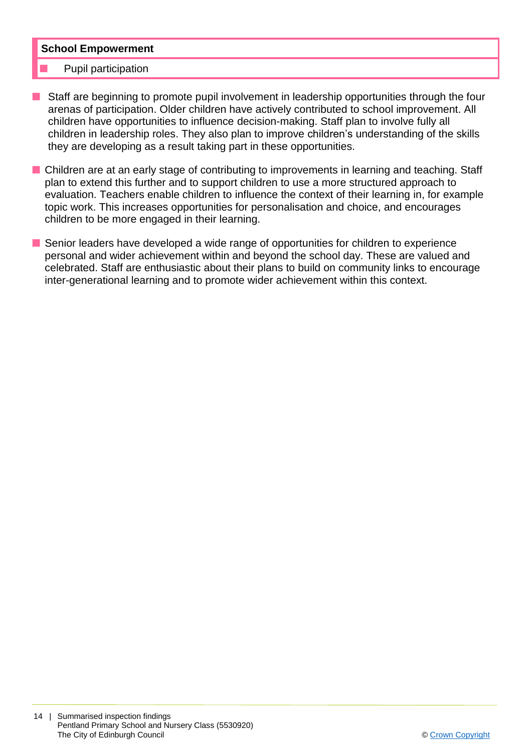**School Empowerment**

- Pupil participation

- Staff are beginning to promote pupil involvement in leadership opportunities through the four arenas of participation. Older children have actively contributed to school improvement. All children have opportunities to influence decision-making. Staff plan to involve fully all children in leadership roles. They also plan to improve children's understanding of the skills they are developing as a result taking part in these opportunities.

- Children are at an early stage of contributing to improvements in learning and teaching. Staff plan to extend this further and to support children to use a more structured approach to evaluation. Teachers enable children to influence the context of their learning in, for example topic work. This increases opportunities for personalisation and choice, and encourages children to be more engaged in their learning.

- Senior leaders have developed a wide range of opportunities for children to experience personal and wider achievement within and beyond the school day. These are valued and celebrated. Staff are enthusiastic about their plans to build on community links to encourage inter-generational learning and to promote wider achievement within this context.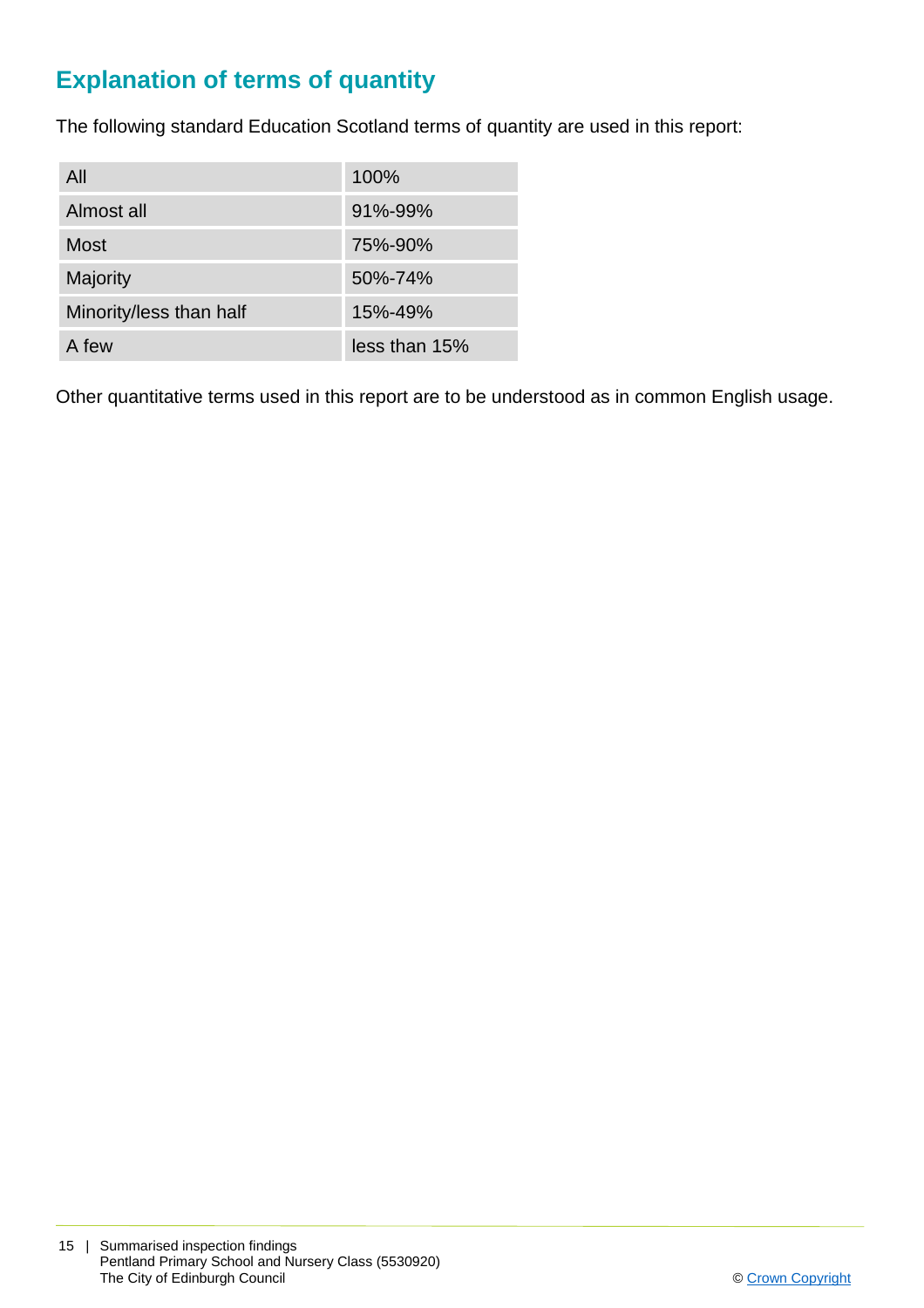## Explanation of terms of quantity

The following standard Education Scotland terms of quantity are used in this report:

| | |
|---|---|
| All | 100% |
| Almost all | 91%-99% |
| Most | 75%-90% |
| Majority | 50%-74% |
| Minority/less than half | 15%-49% |
| A few | less than 15% |

Other quantitative terms used in this report are to be understood as in common English usage.